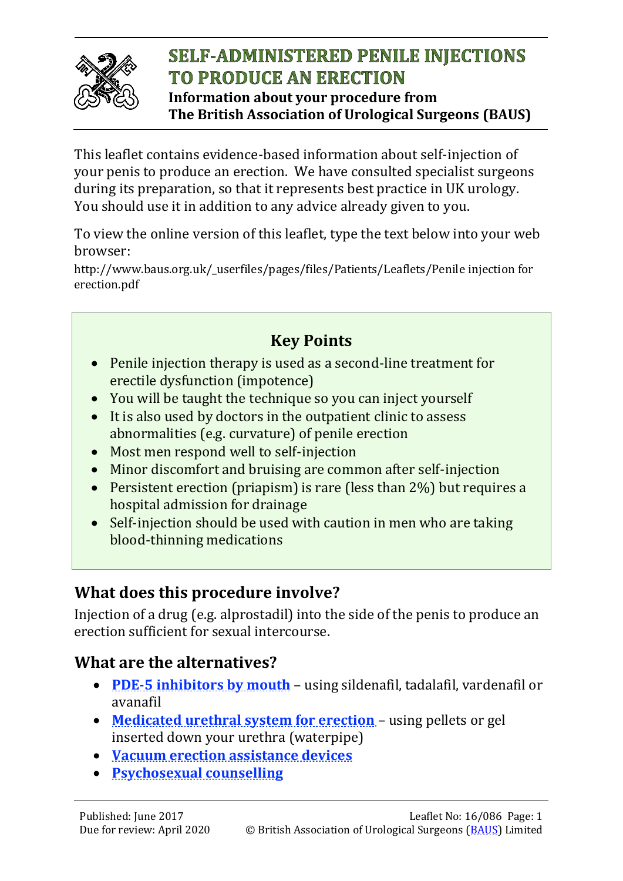# SELF-ADMINISTERED PENILE INJECTIONS TO PRODUCE AN ERECTION

**Information about your procedure from The British Association of Urological Surgeons (BAUS)**

This leaflet contains evidence-based information about self-injection of your penis to produce an erection. We have consulted specialist surgeons during its preparation, so that it represents best practice in UK urology. You should use it in addition to any advice already given to you.

To view the online version of this leaflet, type the text below into your web browser:

http://www.baus.org.uk/_userfiles/pages/files/Patients/Leaflets/Penile injection for erection.pdf

## Key Points

- Penile injection therapy is used as a second-line treatment for erectile dysfunction (impotence)
- You will be taught the technique so you can inject yourself
- It is also used by doctors in the outpatient clinic to assess abnormalities (e.g. curvature) of penile erection
- Most men respond well to self-injection
- Minor discomfort and bruising are common after self-injection
- Persistent erection (priapism) is rare (less than 2%) but requires a hospital admission for drainage
- Self-injection should be used with caution in men who are taking blood-thinning medications

## What does this procedure involve?

Injection of a drug (e.g. alprostadil) into the side of the penis to produce an erection sufficient for sexual intercourse.

## What are the alternatives?

- **PDE-5 inhibitors by mouth** – using sildenafil, tadalafil, vardenafil or avanafil
- **Medicated urethral system for erection** – using pellets or gel inserted down your urethra (waterpipe)
- **Vacuum erection assistance devices**
- **Psychosexual counselling**

Published: June 2017
Due for review: April 2020
Leaflet No: 16/086
© British Association of Urological Surgeons (BAUS) Limited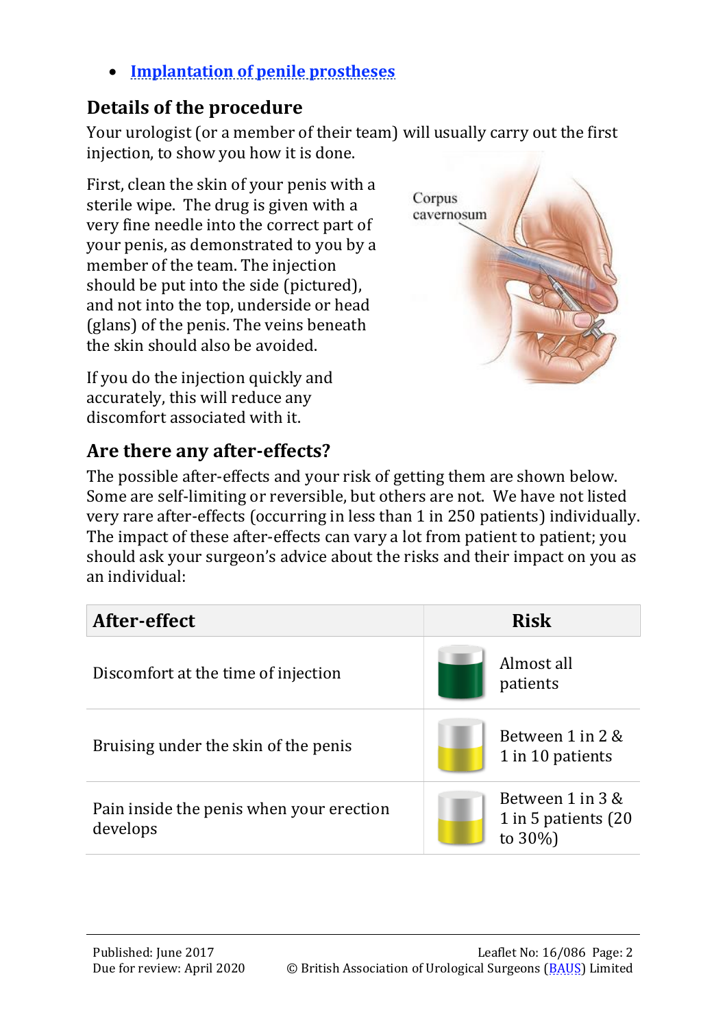- [Implantation of penile prostheses]()

## Details of the procedure

Your urologist (or a member of their team) will usually carry out the first injection, to show you how it is done.

First, clean the skin of your penis with a sterile wipe. The drug is given with a very fine needle into the correct part of your penis, as demonstrated to you by a member of the team. The injection should be put into the side (pictured), and not into the top, underside or head (glans) of the penis. The veins beneath the skin should also be avoided.

If you do the injection quickly and accurately, this will reduce any discomfort associated with it.

## Are there any after-effects?

The possible after-effects and your risk of getting them are shown below. Some are self-limiting or reversible, but others are not. We have not listed very rare after-effects (occurring in less than 1 in 250 patients) individually. The impact of these after-effects can vary a lot from patient to patient; you should ask your surgeon's advice about the risks and their impact on you as an individual:

| After-effect | Risk |
|---|---|
| Discomfort at the time of injection | Almost all patients |
| Bruising under the skin of the penis | Between 1 in 2 & 1 in 10 patients |
| Pain inside the penis when your erection develops | Between 1 in 3 & 1 in 5 patients (20 to 30%) |

Published: June 2017
Due for review: April 2020

Leaflet No: 16/086
© British Association of Urological Surgeons (BAUS) Limited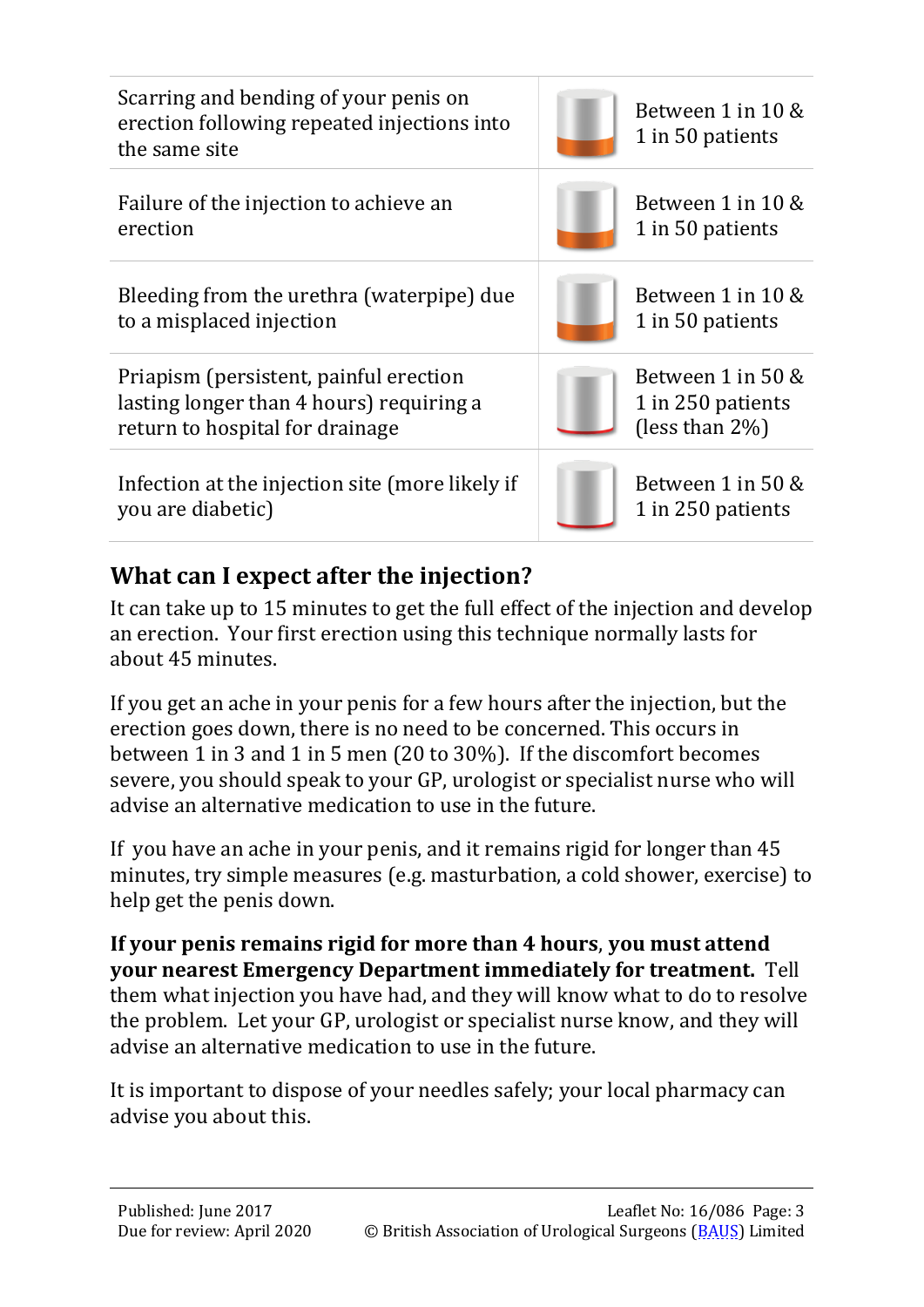| | |
|---|---|
| Scarring and bending of your penis on erection following repeated injections into the same site | Between 1 in 10 & 1 in 50 patients |
| Failure of the injection to achieve an erection | Between 1 in 10 & 1 in 50 patients |
| Bleeding from the urethra (waterpipe) due to a misplaced injection | Between 1 in 10 & 1 in 50 patients |
| Priapism (persistent, painful erection lasting longer than 4 hours) requiring a return to hospital for drainage | Between 1 in 50 & 1 in 250 patients (less than 2%) |
| Infection at the injection site (more likely if you are diabetic) | Between 1 in 50 & 1 in 250 patients |

## What can I expect after the injection?

It can take up to 15 minutes to get the full effect of the injection and develop an erection. Your first erection using this technique normally lasts for about 45 minutes.

If you get an ache in your penis for a few hours after the injection, but the erection goes down, there is no need to be concerned. This occurs in between 1 in 3 and 1 in 5 men (20 to 30%). If the discomfort becomes severe, you should speak to your GP, urologist or specialist nurse who will advise an alternative medication to use in the future.

If you have an ache in your penis, and it remains rigid for longer than 45 minutes, try simple measures (e.g. masturbation, a cold shower, exercise) to help get the penis down.

**If your penis remains rigid for more than 4 hours**, **you must attend your nearest Emergency Department immediately for treatment.** Tell them what injection you have had, and they will know what to do to resolve the problem. Let your GP, urologist or specialist nurse know, and they will advise an alternative medication to use in the future.

It is important to dispose of your needles safely; your local pharmacy can advise you about this.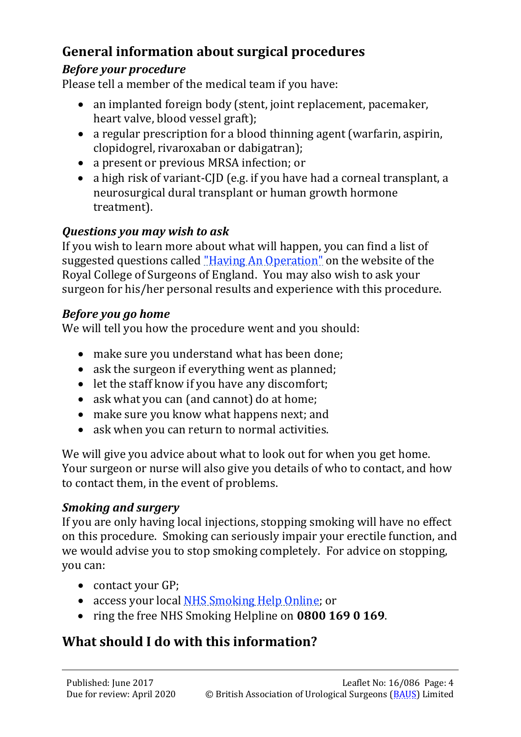## General information about surgical procedures

### *Before your procedure*

Please tell a member of the medical team if you have:

- an implanted foreign body (stent, joint replacement, pacemaker, heart valve, blood vessel graft);
- a regular prescription for a blood thinning agent (warfarin, aspirin, clopidogrel, rivaroxaban or dabigatran);
- a present or previous MRSA infection; or
- a high risk of variant-CJD (e.g. if you have had a corneal transplant, a neurosurgical dural transplant or human growth hormone treatment).

### *Questions you may wish to ask*

If you wish to learn more about what will happen, you can find a list of suggested questions called "Having An Operation" on the website of the Royal College of Surgeons of England. You may also wish to ask your surgeon for his/her personal results and experience with this procedure.

### *Before you go home*

We will tell you how the procedure went and you should:

- make sure you understand what has been done;
- ask the surgeon if everything went as planned;
- let the staff know if you have any discomfort;
- ask what you can (and cannot) do at home;
- make sure you know what happens next; and
- ask when you can return to normal activities.

We will give you advice about what to look out for when you get home. Your surgeon or nurse will also give you details of who to contact, and how to contact them, in the event of problems.

### *Smoking and surgery*

If you are only having local injections, stopping smoking will have no effect on this procedure. Smoking can seriously impair your erectile function, and we would advise you to stop smoking completely. For advice on stopping, you can:

- contact your GP;
- access your local NHS Smoking Help Online; or
- ring the free NHS Smoking Helpline on **0800 169 0 169**.

## What should I do with this information?

Published: June 2017
Due for review: April 2020
Leaflet No: 16/086
© British Association of Urological Surgeons (BAUS) Limited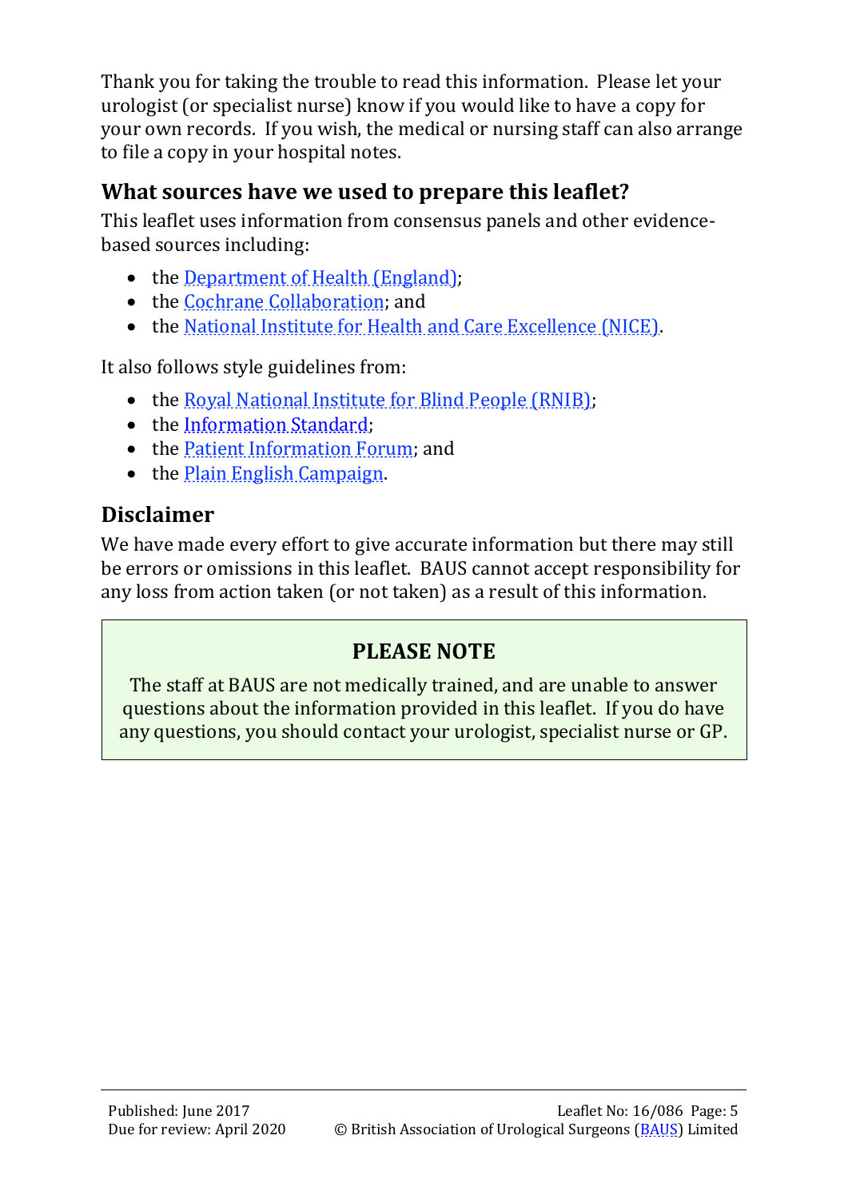Thank you for taking the trouble to read this information. Please let your urologist (or specialist nurse) know if you would like to have a copy for your own records. If you wish, the medical or nursing staff can also arrange to file a copy in your hospital notes.

## What sources have we used to prepare this leaflet?

This leaflet uses information from consensus panels and other evidence-based sources including:

- the Department of Health (England);
- the Cochrane Collaboration; and
- the National Institute for Health and Care Excellence (NICE).

It also follows style guidelines from:

- the Royal National Institute for Blind People (RNIB);
- the Information Standard;
- the Patient Information Forum; and
- the Plain English Campaign.

## Disclaimer

We have made every effort to give accurate information but there may still be errors or omissions in this leaflet. BAUS cannot accept responsibility for any loss from action taken (or not taken) as a result of this information.

**PLEASE NOTE**

The staff at BAUS are not medically trained, and are unable to answer questions about the information provided in this leaflet. If you do have any questions, you should contact your urologist, specialist nurse or GP.

Published: June 2017
Due for review: April 2020
Leaflet No: 16/086
© British Association of Urological Surgeons (BAUS) Limited